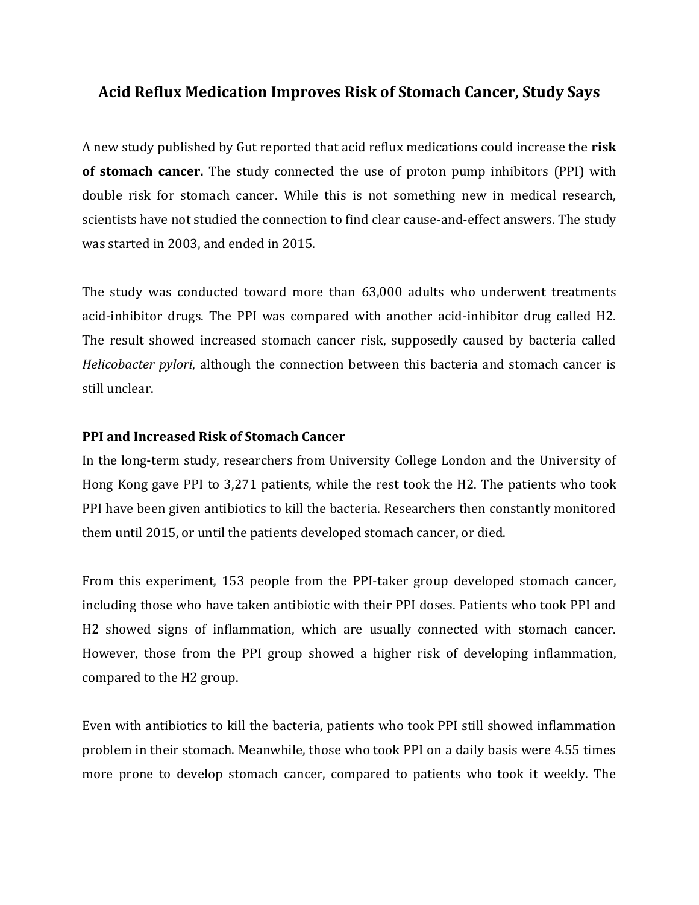# Acid Reflux Medication Improves Risk of Stomach Cancer, Study Says

A new study published by Gut reported that acid reflux medications could increase the **risk of stomach cancer.** The study connected the use of proton pump inhibitors (PPI) with double risk for stomach cancer. While this is not something new in medical research, scientists have not studied the connection to find clear cause-and-effect answers. The study was started in 2003, and ended in 2015.

The study was conducted toward more than 63,000 adults who underwent treatments acid-inhibitor drugs. The PPI was compared with another acid-inhibitor drug called H2. The result showed increased stomach cancer risk, supposedly caused by bacteria called *Helicobacter pylori*, although the connection between this bacteria and stomach cancer is still unclear.

## PPI and Increased Risk of Stomach Cancer

In the long-term study, researchers from University College London and the University of Hong Kong gave PPI to 3,271 patients, while the rest took the H2. The patients who took PPI have been given antibiotics to kill the bacteria. Researchers then constantly monitored them until 2015, or until the patients developed stomach cancer, or died.

From this experiment, 153 people from the PPI-taker group developed stomach cancer, including those who have taken antibiotic with their PPI doses. Patients who took PPI and H2 showed signs of inflammation, which are usually connected with stomach cancer. However, those from the PPI group showed a higher risk of developing inflammation, compared to the H2 group.

Even with antibiotics to kill the bacteria, patients who took PPI still showed inflammation problem in their stomach. Meanwhile, those who took PPI on a daily basis were 4.55 times more prone to develop stomach cancer, compared to patients who took it weekly. The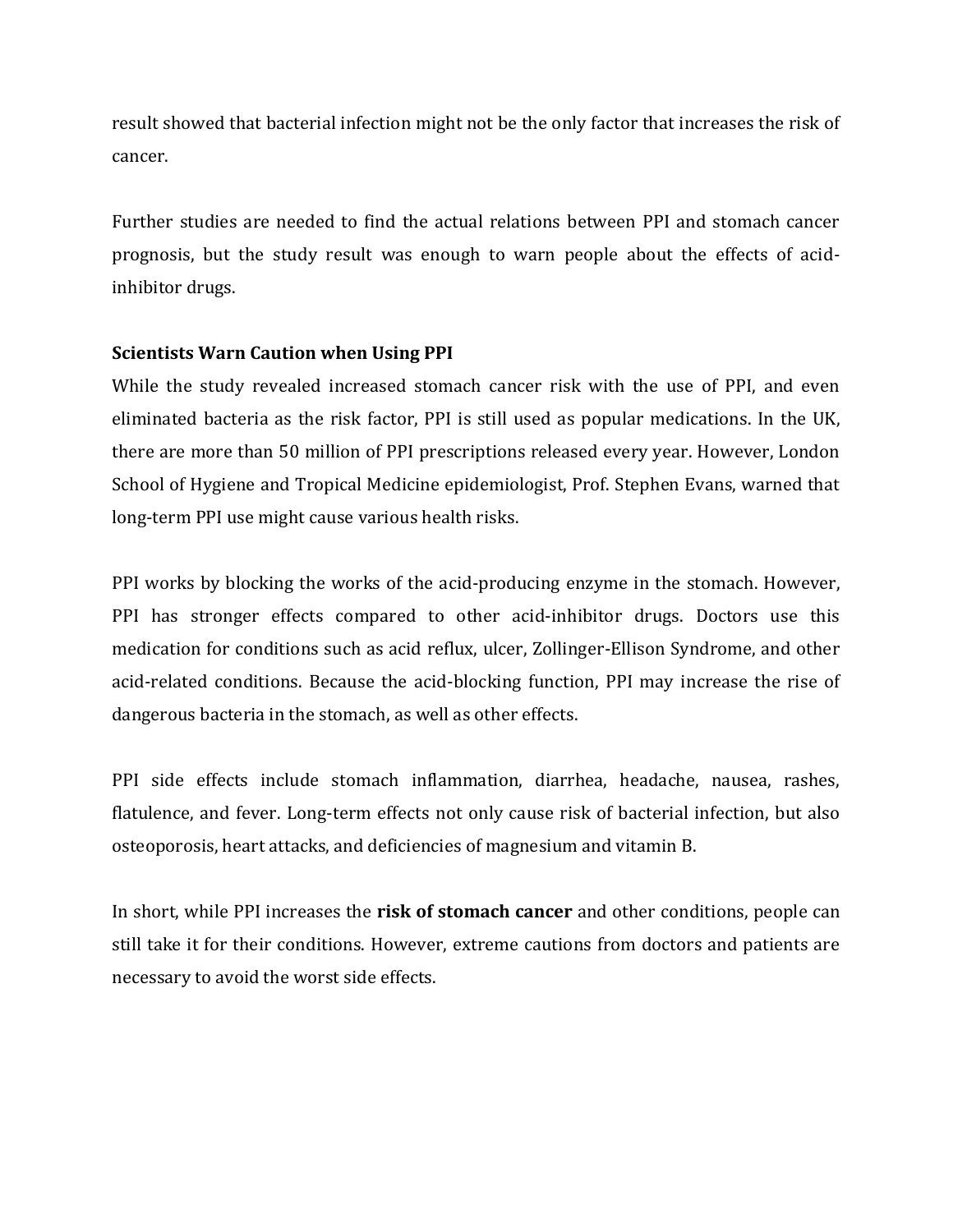result showed that bacterial infection might not be the only factor that increases the risk of cancer.

Further studies are needed to find the actual relations between PPI and stomach cancer prognosis, but the study result was enough to warn people about the effects of acid-inhibitor drugs.

**Scientists Warn Caution when Using PPI**

While the study revealed increased stomach cancer risk with the use of PPI, and even eliminated bacteria as the risk factor, PPI is still used as popular medications. In the UK, there are more than 50 million of PPI prescriptions released every year. However, London School of Hygiene and Tropical Medicine epidemiologist, Prof. Stephen Evans, warned that long-term PPI use might cause various health risks.

PPI works by blocking the works of the acid-producing enzyme in the stomach. However, PPI has stronger effects compared to other acid-inhibitor drugs. Doctors use this medication for conditions such as acid reflux, ulcer, Zollinger-Ellison Syndrome, and other acid-related conditions. Because the acid-blocking function, PPI may increase the rise of dangerous bacteria in the stomach, as well as other effects.

PPI side effects include stomach inflammation, diarrhea, headache, nausea, rashes, flatulence, and fever. Long-term effects not only cause risk of bacterial infection, but also osteoporosis, heart attacks, and deficiencies of magnesium and vitamin B.

In short, while PPI increases the **risk of stomach cancer** and other conditions, people can still take it for their conditions. However, extreme cautions from doctors and patients are necessary to avoid the worst side effects.